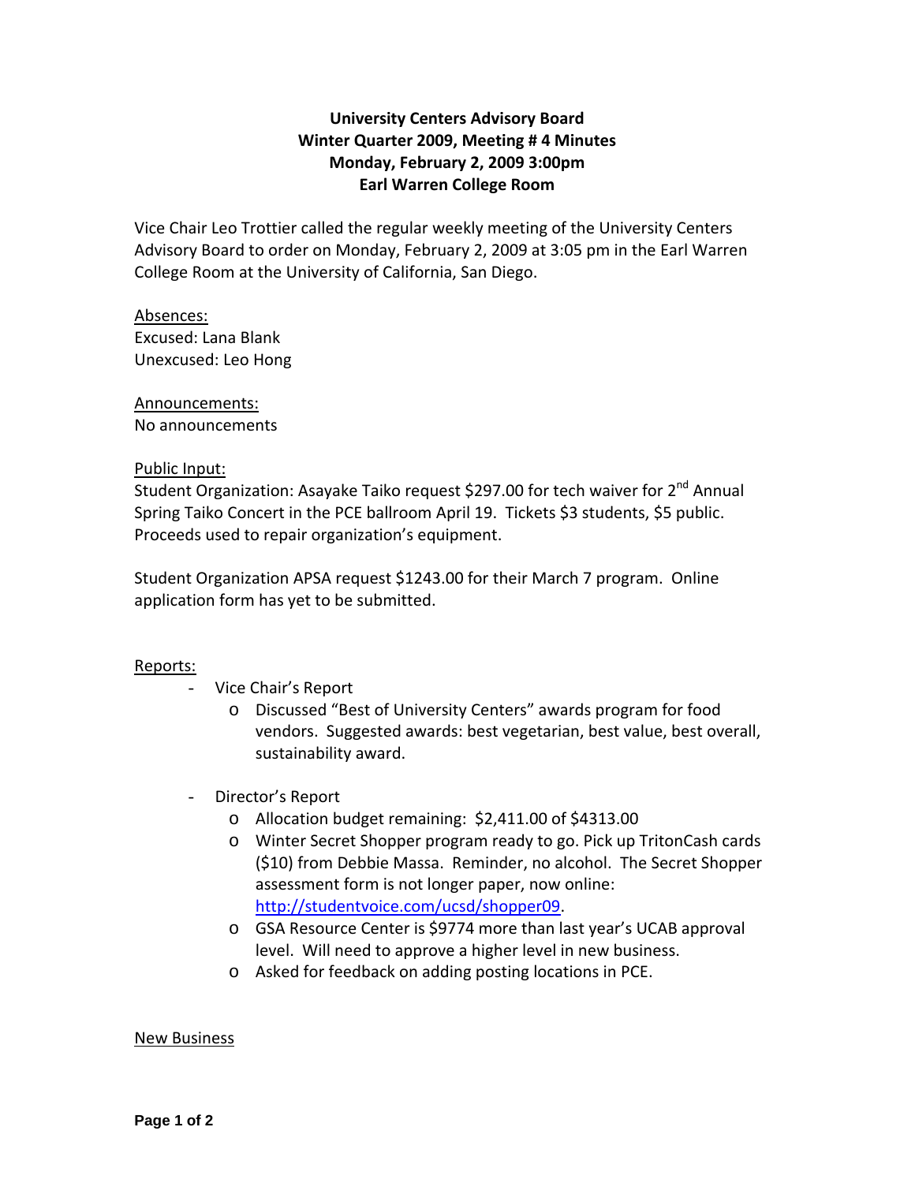**University Centers Advisory Board**
**Winter Quarter 2009, Meeting # 4 Minutes**
**Monday, February 2, 2009 3:00pm**
**Earl Warren College Room**

Vice Chair Leo Trottier called the regular weekly meeting of the University Centers Advisory Board to order on Monday, February 2, 2009 at 3:05 pm in the Earl Warren College Room at the University of California, San Diego.

Absences:
Excused: Lana Blank
Unexcused: Leo Hong

Announcements:
No announcements

Public Input:
Student Organization: Asayake Taiko request $297.00 for tech waiver for 2nd Annual Spring Taiko Concert in the PCE ballroom April 19. Tickets $3 students, $5 public. Proceeds used to repair organization's equipment.

Student Organization APSA request $1243.00 for their March 7 program. Online application form has yet to be submitted.

Reports:

- Vice Chair's Report
  - Discussed "Best of University Centers" awards program for food vendors. Suggested awards: best vegetarian, best value, best overall, sustainability award.

- Director's Report
  - Allocation budget remaining: $2,411.00 of $4313.00
  - Winter Secret Shopper program ready to go. Pick up TritonCash cards ($10) from Debbie Massa. Reminder, no alcohol. The Secret Shopper assessment form is not longer paper, now online: http://studentvoice.com/ucsd/shopper09.
  - GSA Resource Center is $9774 more than last year's UCAB approval level. Will need to approve a higher level in new business.
  - Asked for feedback on adding posting locations in PCE.

New Business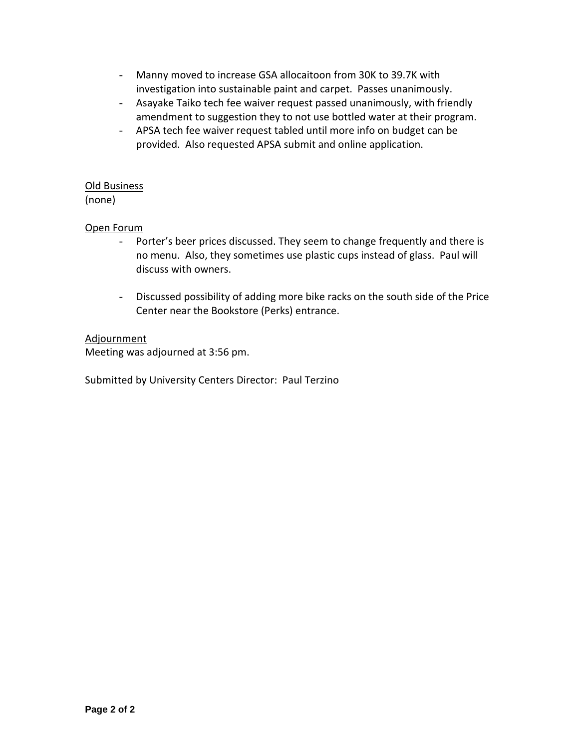- Manny moved to increase GSA allocaitoon from 30K to 39.7K with investigation into sustainable paint and carpet. Passes unanimously.
- Asayake Taiko tech fee waiver request passed unanimously, with friendly amendment to suggestion they to not use bottled water at their program.
- APSA tech fee waiver request tabled until more info on budget can be provided. Also requested APSA submit and online application.

<u>Old Business</u>
(none)

<u>Open Forum</u>

- Porter's beer prices discussed. They seem to change frequently and there is no menu. Also, they sometimes use plastic cups instead of glass. Paul will discuss with owners.

- Discussed possibility of adding more bike racks on the south side of the Price Center near the Bookstore (Perks) entrance.

<u>Adjournment</u>
Meeting was adjourned at 3:56 pm.

Submitted by University Centers Director: Paul Terzino